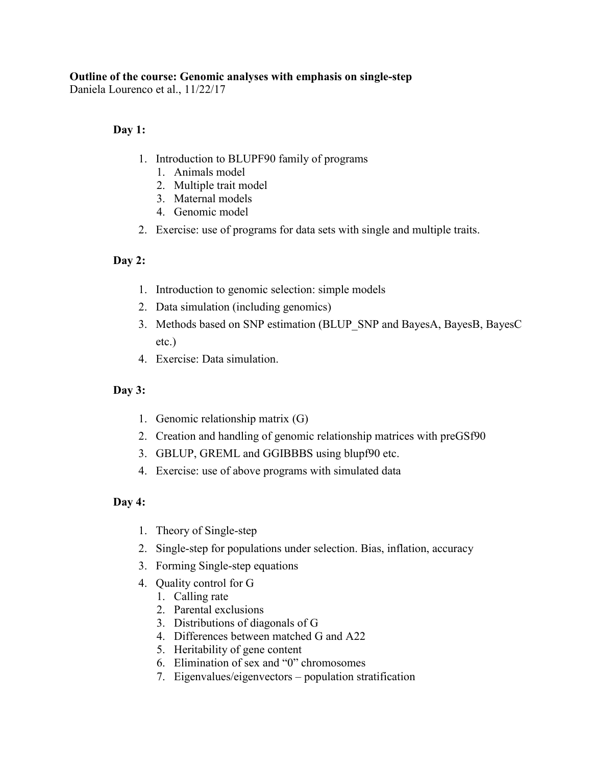**Outline of the course: Genomic analyses with emphasis on single-step**
Daniela Lourenco et al., 11/22/17

**Day 1:**

1. Introduction to BLUPF90 family of programs
   1. Animals model
   2. Multiple trait model
   3. Maternal models
   4. Genomic model
2. Exercise: use of programs for data sets with single and multiple traits.

**Day 2:**

1. Introduction to genomic selection: simple models
2. Data simulation (including genomics)
3. Methods based on SNP estimation (BLUP_SNP and BayesA, BayesB, BayesC etc.)
4. Exercise: Data simulation.

**Day 3:**

1. Genomic relationship matrix (G)
2. Creation and handling of genomic relationship matrices with preGSf90
3. GBLUP, GREML and GGIBBBS using blupf90 etc.
4. Exercise: use of above programs with simulated data

**Day 4:**

1. Theory of Single-step
2. Single-step for populations under selection. Bias, inflation, accuracy
3. Forming Single-step equations
4. Quality control for G
   1. Calling rate
   2. Parental exclusions
   3. Distributions of diagonals of G
   4. Differences between matched G and A22
   5. Heritability of gene content
   6. Elimination of sex and "0" chromosomes
   7. Eigenvalues/eigenvectors – population stratification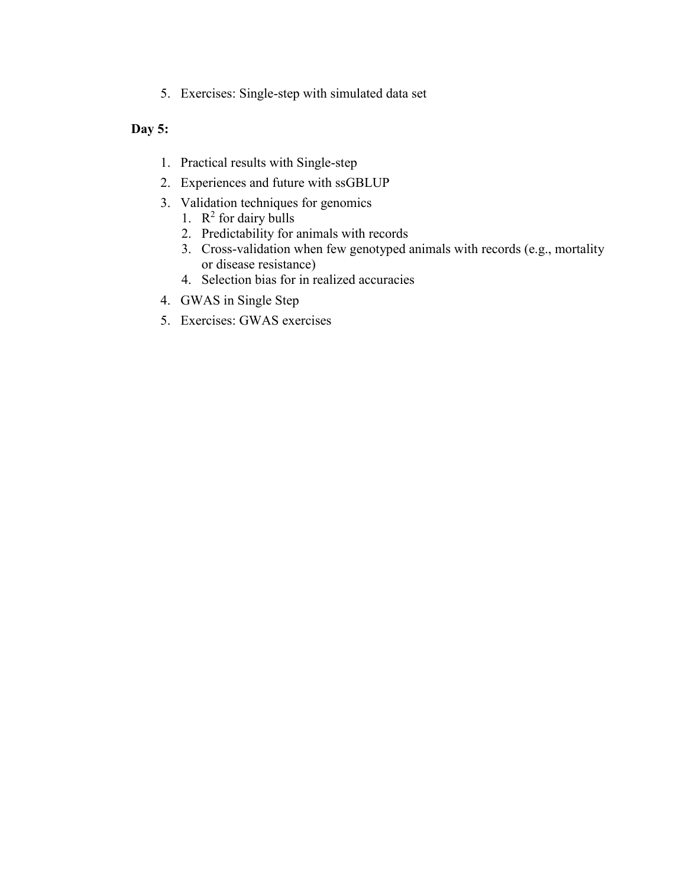5. Exercises: Single-step with simulated data set

**Day 5:**

1. Practical results with Single-step
2. Experiences and future with ssGBLUP
3. Validation techniques for genomics
   1. $R^2$ for dairy bulls
   2. Predictability for animals with records
   3. Cross-validation when few genotyped animals with records (e.g., mortality or disease resistance)
   4. Selection bias for in realized accuracies
4. GWAS in Single Step
5. Exercises: GWAS exercises